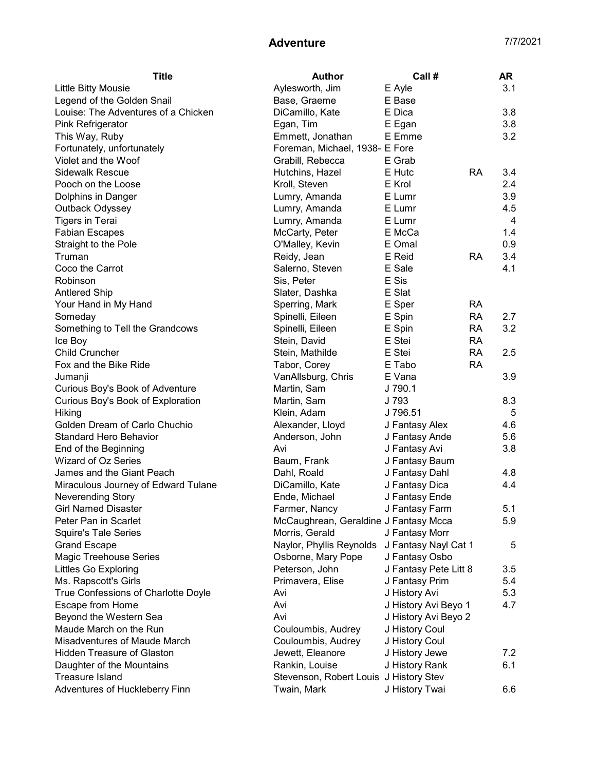# Adventure

7/7/2021

| Title | Author | Call # | | AR |
|---|---|---|---|---|
| Little Bitty Mousie | Aylesworth, Jim | E Ayle | | 3.1 |
| Legend of the Golden Snail | Base, Graeme | E Base | | |
| Louise: The Adventures of a Chicken | DiCamillo, Kate | E Dica | | 3.8 |
| Pink Refrigerator | Egan, Tim | E Egan | | 3.8 |
| This Way, Ruby | Emmett, Jonathan | E Emme | | 3.2 |
| Fortunately, unfortunately | Foreman, Michael, 1938- | E Fore | | |
| Violet and the Woof | Grabill, Rebecca | E Grab | | |
| Sidewalk Rescue | Hutchins, Hazel | E Hutc | RA | 3.4 |
| Pooch on the Loose | Kroll, Steven | E Krol | | 2.4 |
| Dolphins in Danger | Lumry, Amanda | E Lumr | | 3.9 |
| Outback Odyssey | Lumry, Amanda | E Lumr | | 4.5 |
| Tigers in Terai | Lumry, Amanda | E Lumr | | 4 |
| Fabian Escapes | McCarty, Peter | E McCa | | 1.4 |
| Straight to the Pole | O'Malley, Kevin | E Omal | | 0.9 |
| Truman | Reidy, Jean | E Reid | RA | 3.4 |
| Coco the Carrot | Salerno, Steven | E Sale | | 4.1 |
| Robinson | Sis, Peter | E Sis | | |
| Antlered Ship | Slater, Dashka | E Slat | | |
| Your Hand in My Hand | Sperring, Mark | E Sper | RA | |
| Someday | Spinelli, Eileen | E Spin | RA | 2.7 |
| Something to Tell the Grandcows | Spinelli, Eileen | E Spin | RA | 3.2 |
| Ice Boy | Stein, David | E Stei | RA | |
| Child Cruncher | Stein, Mathilde | E Stei | RA | 2.5 |
| Fox and the Bike Ride | Tabor, Corey | E Tabo | RA | |
| Jumanji | VanAllsburg, Chris | E Vana | | 3.9 |
| Curious Boy's Book of Adventure | Martin, Sam | J 790.1 | | |
| Curious Boy's Book of Exploration | Martin, Sam | J 793 | | 8.3 |
| Hiking | Klein, Adam | J 796.51 | | 5 |
| Golden Dream of Carlo Chuchio | Alexander, Lloyd | J Fantasy Alex | | 4.6 |
| Standard Hero Behavior | Anderson, John | J Fantasy Ande | | 5.6 |
| End of the Beginning | Avi | J Fantasy Avi | | 3.8 |
| Wizard of Oz Series | Baum, Frank | J Fantasy Baum | | |
| James and the Giant Peach | Dahl, Roald | J Fantasy Dahl | | 4.8 |
| Miraculous Journey of Edward Tulane | DiCamillo, Kate | J Fantasy Dica | | 4.4 |
| Neverending Story | Ende, Michael | J Fantasy Ende | | |
| Girl Named Disaster | Farmer, Nancy | J Fantasy Farm | | 5.1 |
| Peter Pan in Scarlet | McCaughrean, Geraldine | J Fantasy Mcca | | 5.9 |
| Squire's Tale Series | Morris, Gerald | J Fantasy Morr | | |
| Grand Escape | Naylor, Phyllis Reynolds | J Fantasy Nayl Cat 1 | | 5 |
| Magic Treehouse Series | Osborne, Mary Pope | J Fantasy Osbo | | |
| Littles Go Exploring | Peterson, John | J Fantasy Pete Litt 8 | | 3.5 |
| Ms. Rapscott's Girls | Primavera, Elise | J Fantasy Prim | | 5.4 |
| True Confessions of Charlotte Doyle | Avi | J History Avi | | 5.3 |
| Escape from Home | Avi | J History Avi Beyo 1 | | 4.7 |
| Beyond the Western Sea | Avi | J History Avi Beyo 2 | | |
| Maude March on the Run | Couloumbis, Audrey | J History Coul | | |
| Misadventures of Maude March | Couloumbis, Audrey | J History Coul | | |
| Hidden Treasure of Glaston | Jewett, Eleanore | J History Jewe | | 7.2 |
| Daughter of the Mountains | Rankin, Louise | J History Rank | | 6.1 |
| Treasure Island | Stevenson, Robert Louis | J History Stev | | |
| Adventures of Huckleberry Finn | Twain, Mark | J History Twai | | 6.6 |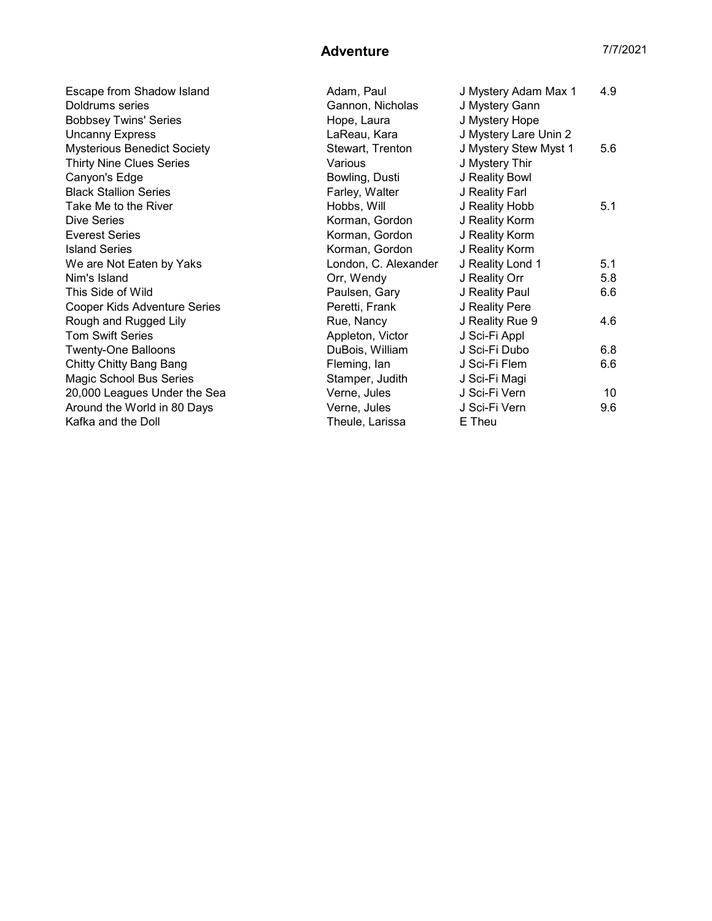## Adventure

7/7/2021

| | | | |
|---|---|---|---|
| Escape from Shadow Island | Adam, Paul | J Mystery Adam Max 1 | 4.9 |
| Doldrums series | Gannon, Nicholas | J Mystery Gann | |
| Bobbsey Twins' Series | Hope, Laura | J Mystery Hope | |
| Uncanny Express | LaReau, Kara | J Mystery Lare Unin 2 | |
| Mysterious Benedict Society | Stewart, Trenton | J Mystery Stew Myst 1 | 5.6 |
| Thirty Nine Clues Series | Various | J Mystery Thir | |
| Canyon's Edge | Bowling, Dusti | J Reality Bowl | |
| Black Stallion Series | Farley, Walter | J Reality Farl | |
| Take Me to the River | Hobbs, Will | J Reality Hobb | 5.1 |
| Dive Series | Korman, Gordon | J Reality Korm | |
| Everest Series | Korman, Gordon | J Reality Korm | |
| Island Series | Korman, Gordon | J Reality Korm | |
| We are Not Eaten by Yaks | London, C. Alexander | J Reality Lond 1 | 5.1 |
| Nim's Island | Orr, Wendy | J Reality Orr | 5.8 |
| This Side of Wild | Paulsen, Gary | J Reality Paul | 6.6 |
| Cooper Kids Adventure Series | Peretti, Frank | J Reality Pere | |
| Rough and Rugged Lily | Rue, Nancy | J Reality Rue 9 | 4.6 |
| Tom Swift Series | Appleton, Victor | J Sci-Fi Appl | |
| Twenty-One Balloons | DuBois, William | J Sci-Fi Dubo | 6.8 |
| Chitty Chitty Bang Bang | Fleming, Ian | J Sci-Fi Flem | 6.6 |
| Magic School Bus Series | Stamper, Judith | J Sci-Fi Magi | |
| 20,000 Leagues Under the Sea | Verne, Jules | J Sci-Fi Vern | 10 |
| Around the World in 80 Days | Verne, Jules | J Sci-Fi Vern | 9.6 |
| Kafka and the Doll | Theule, Larissa | E Theu | |